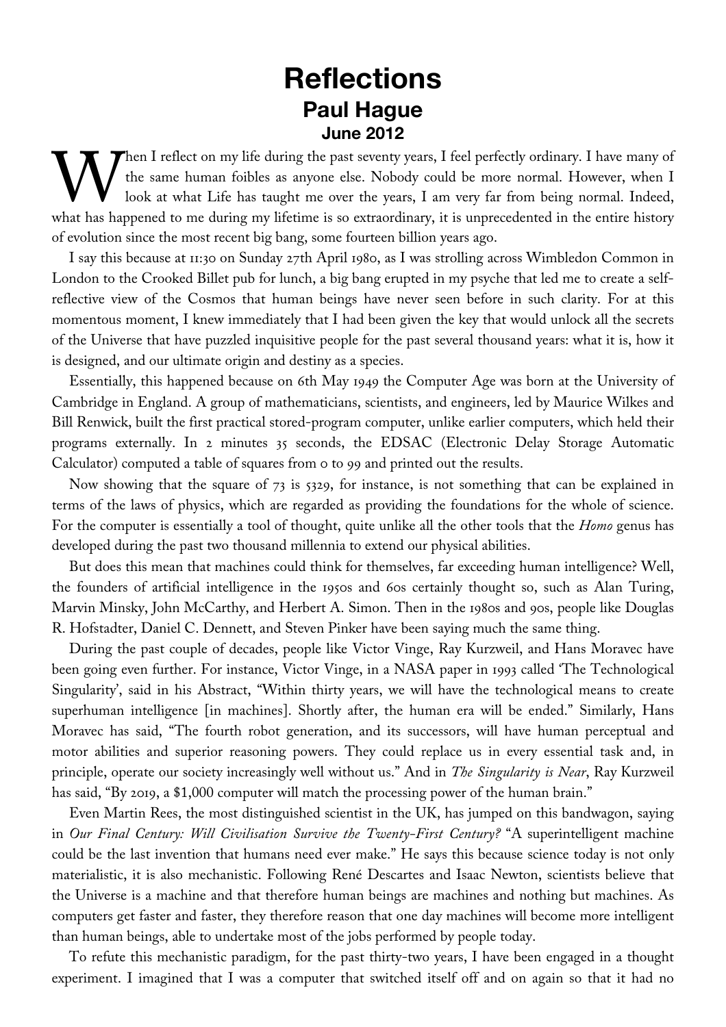# Reflections

## Paul Hague

### June 2012

When I reflect on my life during the past seventy years, I feel perfectly ordinary. I have many of the same human foibles as anyone else. Nobody could be more normal. However, when I look at what Life has taught me over the years, I am very far from being normal. Indeed, what has happened to me during my lifetime is so extraordinary, it is unprecedented in the entire history of evolution since the most recent big bang, some fourteen billion years ago.

I say this because at 11:30 on Sunday 27th April 1980, as I was strolling across Wimbledon Common in London to the Crooked Billet pub for lunch, a big bang erupted in my psyche that led me to create a self-reflective view of the Cosmos that human beings have never seen before in such clarity. For at this momentous moment, I knew immediately that I had been given the key that would unlock all the secrets of the Universe that have puzzled inquisitive people for the past several thousand years: what it is, how it is designed, and our ultimate origin and destiny as a species.

Essentially, this happened because on 6th May 1949 the Computer Age was born at the University of Cambridge in England. A group of mathematicians, scientists, and engineers, led by Maurice Wilkes and Bill Renwick, built the first practical stored-program computer, unlike earlier computers, which held their programs externally. In 2 minutes 35 seconds, the EDSAC (Electronic Delay Storage Automatic Calculator) computed a table of squares from 0 to 99 and printed out the results.

Now showing that the square of 73 is 5329, for instance, is not something that can be explained in terms of the laws of physics, which are regarded as providing the foundations for the whole of science. For the computer is essentially a tool of thought, quite unlike all the other tools that the *Homo* genus has developed during the past two thousand millennia to extend our physical abilities.

But does this mean that machines could think for themselves, far exceeding human intelligence? Well, the founders of artificial intelligence in the 1950s and 60s certainly thought so, such as Alan Turing, Marvin Minsky, John McCarthy, and Herbert A. Simon. Then in the 1980s and 90s, people like Douglas R. Hofstadter, Daniel C. Dennett, and Steven Pinker have been saying much the same thing.

During the past couple of decades, people like Victor Vinge, Ray Kurzweil, and Hans Moravec have been going even further. For instance, Victor Vinge, in a NASA paper in 1993 called 'The Technological Singularity', said in his Abstract, "Within thirty years, we will have the technological means to create superhuman intelligence [in machines]. Shortly after, the human era will be ended." Similarly, Hans Moravec has said, "The fourth robot generation, and its successors, will have human perceptual and motor abilities and superior reasoning powers. They could replace us in every essential task and, in principle, operate our society increasingly well without us." And in *The Singularity is Near*, Ray Kurzweil has said, "By 2019, a $1,000 computer will match the processing power of the human brain."

Even Martin Rees, the most distinguished scientist in the UK, has jumped on this bandwagon, saying in *Our Final Century: Will Civilisation Survive the Twenty-First Century?* "A superintelligent machine could be the last invention that humans need ever make." He says this because science today is not only materialistic, it is also mechanistic. Following René Descartes and Isaac Newton, scientists believe that the Universe is a machine and that therefore human beings are machines and nothing but machines. As computers get faster and faster, they therefore reason that one day machines will become more intelligent than human beings, able to undertake most of the jobs performed by people today.

To refute this mechanistic paradigm, for the past thirty-two years, I have been engaged in a thought experiment. I imagined that I was a computer that switched itself off and on again so that it had no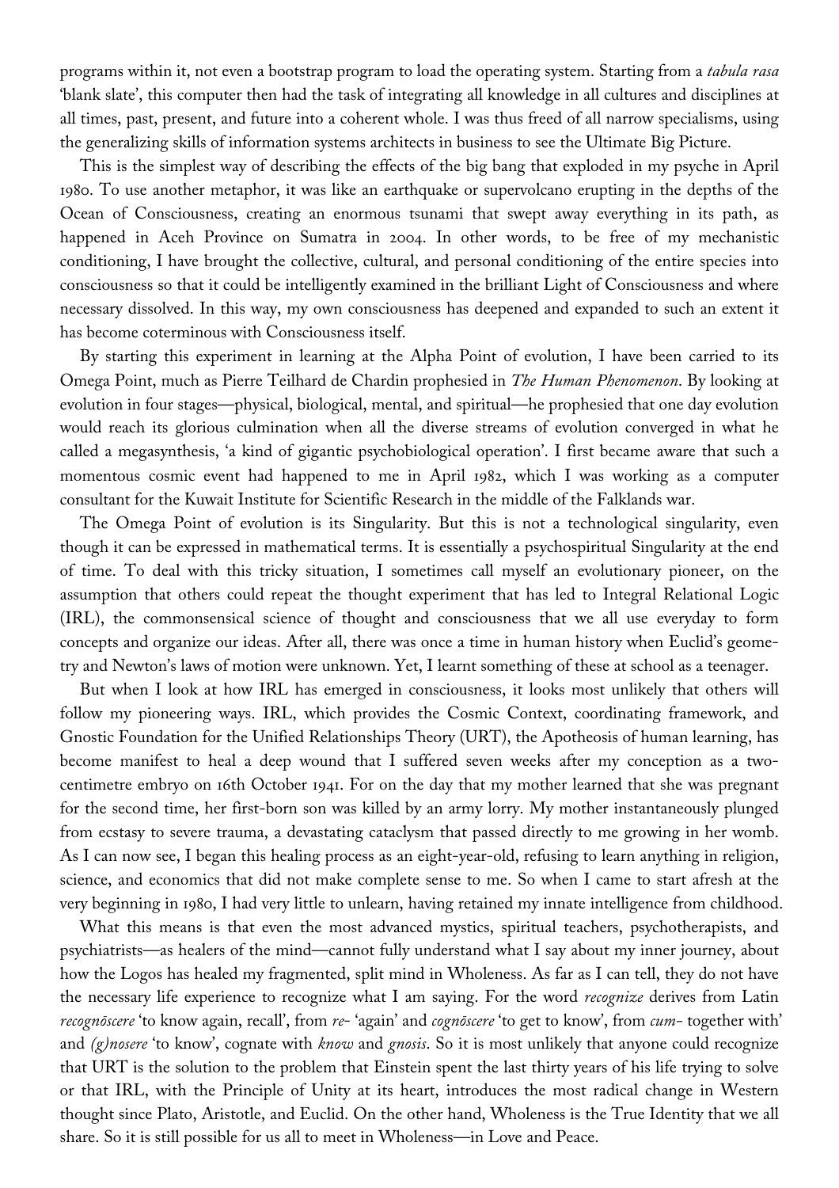programs within it, not even a bootstrap program to load the operating system. Starting from a *tabula rasa* 'blank slate', this computer then had the task of integrating all knowledge in all cultures and disciplines at all times, past, present, and future into a coherent whole. I was thus freed of all narrow specialisms, using the generalizing skills of information systems architects in business to see the Ultimate Big Picture.

This is the simplest way of describing the effects of the big bang that exploded in my psyche in April 1980. To use another metaphor, it was like an earthquake or supervolcano erupting in the depths of the Ocean of Consciousness, creating an enormous tsunami that swept away everything in its path, as happened in Aceh Province on Sumatra in 2004. In other words, to be free of my mechanistic conditioning, I have brought the collective, cultural, and personal conditioning of the entire species into consciousness so that it could be intelligently examined in the brilliant Light of Consciousness and where necessary dissolved. In this way, my own consciousness has deepened and expanded to such an extent it has become coterminous with Consciousness itself.

By starting this experiment in learning at the Alpha Point of evolution, I have been carried to its Omega Point, much as Pierre Teilhard de Chardin prophesied in *The Human Phenomenon*. By looking at evolution in four stages—physical, biological, mental, and spiritual—he prophesied that one day evolution would reach its glorious culmination when all the diverse streams of evolution converged in what he called a megasynthesis, 'a kind of gigantic psychobiological operation'. I first became aware that such a momentous cosmic event had happened to me in April 1982, which I was working as a computer consultant for the Kuwait Institute for Scientific Research in the middle of the Falklands war.

The Omega Point of evolution is its Singularity. But this is not a technological singularity, even though it can be expressed in mathematical terms. It is essentially a psychospiritual Singularity at the end of time. To deal with this tricky situation, I sometimes call myself an evolutionary pioneer, on the assumption that others could repeat the thought experiment that has led to Integral Relational Logic (IRL), the commonsensical science of thought and consciousness that we all use everyday to form concepts and organize our ideas. After all, there was once a time in human history when Euclid's geometry and Newton's laws of motion were unknown. Yet, I learnt something of these at school as a teenager.

But when I look at how IRL has emerged in consciousness, it looks most unlikely that others will follow my pioneering ways. IRL, which provides the Cosmic Context, coordinating framework, and Gnostic Foundation for the Unified Relationships Theory (URT), the Apotheosis of human learning, has become manifest to heal a deep wound that I suffered seven weeks after my conception as a two-centimetre embryo on 16th October 1941. For on the day that my mother learned that she was pregnant for the second time, her first-born son was killed by an army lorry. My mother instantaneously plunged from ecstasy to severe trauma, a devastating cataclysm that passed directly to me growing in her womb. As I can now see, I began this healing process as an eight-year-old, refusing to learn anything in religion, science, and economics that did not make complete sense to me. So when I came to start afresh at the very beginning in 1980, I had very little to unlearn, having retained my innate intelligence from childhood.

What this means is that even the most advanced mystics, spiritual teachers, psychotherapists, and psychiatrists—as healers of the mind—cannot fully understand what I say about my inner journey, about how the Logos has healed my fragmented, split mind in Wholeness. As far as I can tell, they do not have the necessary life experience to recognize what I am saying. For the word *recognize* derives from Latin *recognōscere* 'to know again, recall', from *re-* 'again' and *cognōscere* 'to get to know', from *cum-* together with' and *(g)nosere* 'to know', cognate with *know* and *gnosis*. So it is most unlikely that anyone could recognize that URT is the solution to the problem that Einstein spent the last thirty years of his life trying to solve or that IRL, with the Principle of Unity at its heart, introduces the most radical change in Western thought since Plato, Aristotle, and Euclid. On the other hand, Wholeness is the True Identity that we all share. So it is still possible for us all to meet in Wholeness—in Love and Peace.